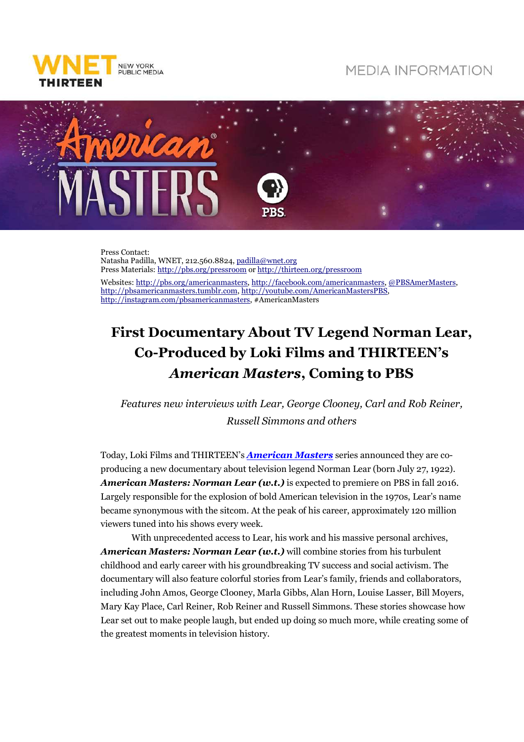WNET THIRTEEN NEW YORK PUBLIC MEDIA

MEDIA INFORMATION

Press Contact:
Natasha Padilla, WNET, 212.560.8824, padilla@wnet.org
Press Materials: http://pbs.org/pressroom or http://thirteen.org/pressroom

Websites: http://pbs.org/americanmasters, http://facebook.com/americanmasters, @PBSAmerMasters, http://pbsamericanmasters.tumblr.com, http://youtube.com/AmericanMastersPBS, http://instagram.com/pbsamericanmasters, #AmericanMasters

# First Documentary About TV Legend Norman Lear, Co-Produced by Loki Films and THIRTEEN's *American Masters*, Coming to PBS

*Features new interviews with Lear, George Clooney, Carl and Rob Reiner, Russell Simmons and others*

Today, Loki Films and THIRTEEN's ***American Masters*** series announced they are co-producing a new documentary about television legend Norman Lear (born July 27, 1922). ***American Masters: Norman Lear (w.t.)*** is expected to premiere on PBS in fall 2016. Largely responsible for the explosion of bold American television in the 1970s, Lear's name became synonymous with the sitcom. At the peak of his career, approximately 120 million viewers tuned into his shows every week.

With unprecedented access to Lear, his work and his massive personal archives, ***American Masters: Norman Lear (w.t.)*** will combine stories from his turbulent childhood and early career with his groundbreaking TV success and social activism. The documentary will also feature colorful stories from Lear's family, friends and collaborators, including John Amos, George Clooney, Marla Gibbs, Alan Horn, Louise Lasser, Bill Moyers, Mary Kay Place, Carl Reiner, Rob Reiner and Russell Simmons. These stories showcase how Lear set out to make people laugh, but ended up doing so much more, while creating some of the greatest moments in television history.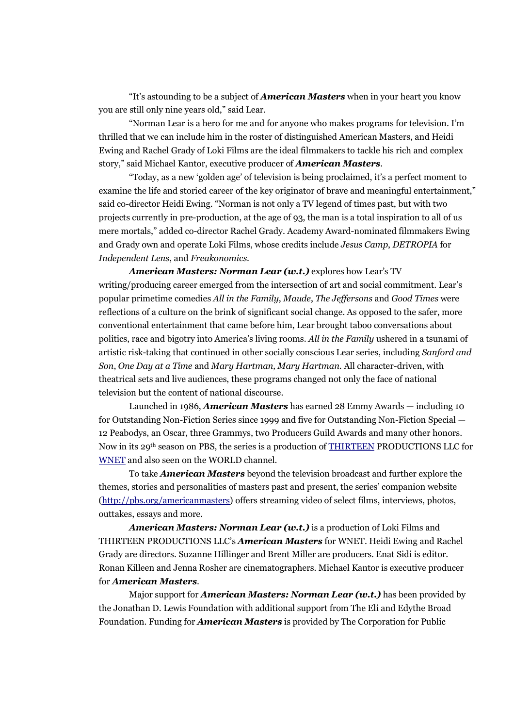"It's astounding to be a subject of ***American Masters*** when in your heart you know you are still only nine years old," said Lear.

"Norman Lear is a hero for me and for anyone who makes programs for television. I'm thrilled that we can include him in the roster of distinguished American Masters, and Heidi Ewing and Rachel Grady of Loki Films are the ideal filmmakers to tackle his rich and complex story," said Michael Kantor, executive producer of ***American Masters***.

"Today, as a new 'golden age' of television is being proclaimed, it's a perfect moment to examine the life and storied career of the key originator of brave and meaningful entertainment," said co-director Heidi Ewing. "Norman is not only a TV legend of times past, but with two projects currently in pre-production, at the age of 93, the man is a total inspiration to all of us mere mortals," added co-director Rachel Grady. Academy Award-nominated filmmakers Ewing and Grady own and operate Loki Films, whose credits include *Jesus Camp*, *DETROPIA* for *Independent Lens*, and *Freakonomics*.

***American Masters: Norman Lear (w.t.)*** explores how Lear's TV writing/producing career emerged from the intersection of art and social commitment. Lear's popular primetime comedies *All in the Family*, *Maude*, *The Jeffersons* and *Good Times* were reflections of a culture on the brink of significant social change. As opposed to the safer, more conventional entertainment that came before him, Lear brought taboo conversations about politics, race and bigotry into America's living rooms. *All in the Family* ushered in a tsunami of artistic risk-taking that continued in other socially conscious Lear series, including *Sanford and Son*, *One Day at a Time* and *Mary Hartman, Mary Hartman*. All character-driven, with theatrical sets and live audiences, these programs changed not only the face of national television but the content of national discourse.

Launched in 1986, ***American Masters*** has earned 28 Emmy Awards — including 10 for Outstanding Non-Fiction Series since 1999 and five for Outstanding Non-Fiction Special — 12 Peabodys, an Oscar, three Grammys, two Producers Guild Awards and many other honors. Now in its 29th season on PBS, the series is a production of [THIRTEEN](http://www.thirteen.org) PRODUCTIONS LLC for [WNET](http://www.wnet.org) and also seen on the WORLD channel.

To take ***American Masters*** beyond the television broadcast and further explore the themes, stories and personalities of masters past and present, the series' companion website ([http://pbs.org/americanmasters](http://pbs.org/americanmasters)) offers streaming video of select films, interviews, photos, outtakes, essays and more.

***American Masters: Norman Lear (w.t.)*** is a production of Loki Films and THIRTEEN PRODUCTIONS LLC's ***American Masters*** for WNET. Heidi Ewing and Rachel Grady are directors. Suzanne Hillinger and Brent Miller are producers. Enat Sidi is editor. Ronan Killeen and Jenna Rosher are cinematographers. Michael Kantor is executive producer for ***American Masters***.

Major support for ***American Masters: Norman Lear (w.t.)*** has been provided by the Jonathan D. Lewis Foundation with additional support from The Eli and Edythe Broad Foundation. Funding for ***American Masters*** is provided by The Corporation for Public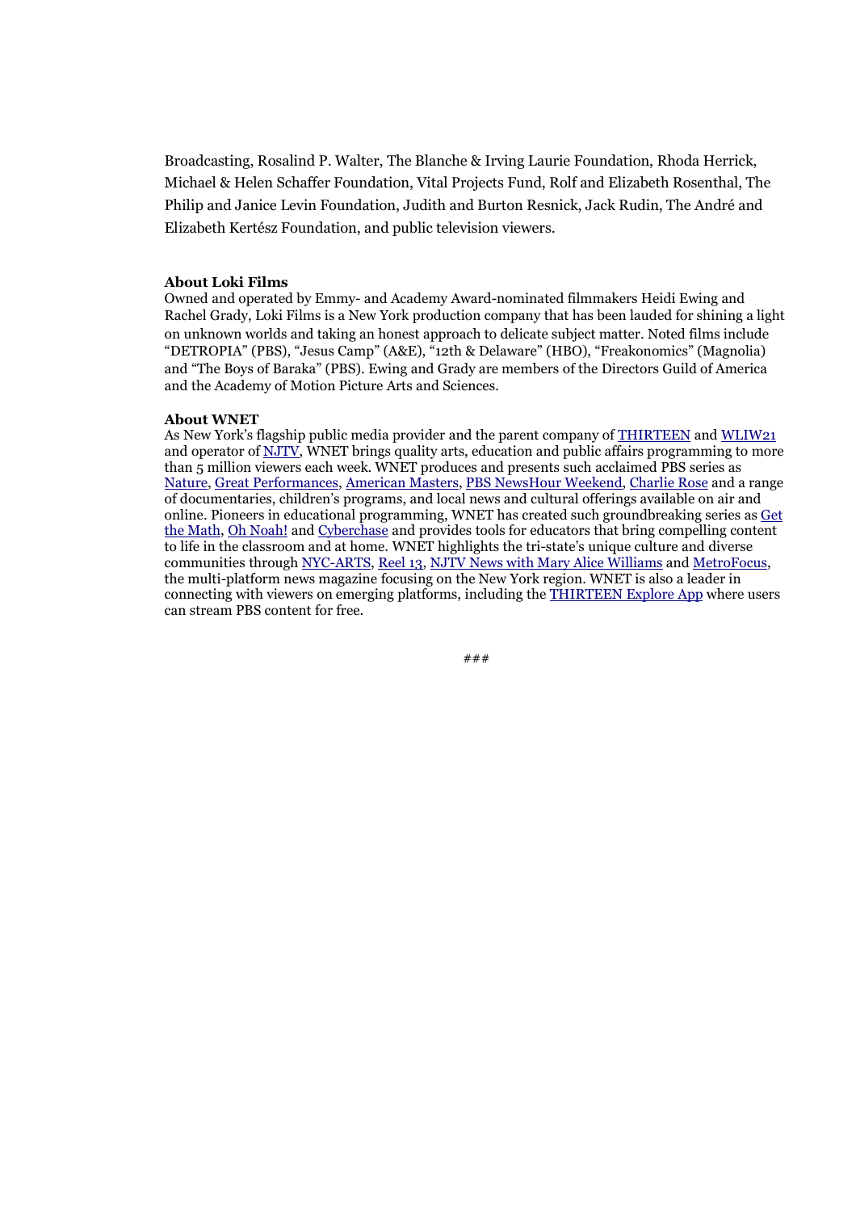Broadcasting, Rosalind P. Walter, The Blanche & Irving Laurie Foundation, Rhoda Herrick, Michael & Helen Schaffer Foundation, Vital Projects Fund, Rolf and Elizabeth Rosenthal, The Philip and Janice Levin Foundation, Judith and Burton Resnick, Jack Rudin, The André and Elizabeth Kertész Foundation, and public television viewers.

**About Loki Films**

Owned and operated by Emmy- and Academy Award-nominated filmmakers Heidi Ewing and Rachel Grady, Loki Films is a New York production company that has been lauded for shining a light on unknown worlds and taking an honest approach to delicate subject matter. Noted films include "DETROPIA" (PBS), "Jesus Camp" (A&E), "12th & Delaware" (HBO), "Freakonomics" (Magnolia) and "The Boys of Baraka" (PBS). Ewing and Grady are members of the Directors Guild of America and the Academy of Motion Picture Arts and Sciences.

**About WNET**

As New York's flagship public media provider and the parent company of THIRTEEN and WLIW21 and operator of NJTV, WNET brings quality arts, education and public affairs programming to more than 5 million viewers each week. WNET produces and presents such acclaimed PBS series as Nature, Great Performances, American Masters, PBS NewsHour Weekend, Charlie Rose and a range of documentaries, children's programs, and local news and cultural offerings available on air and online. Pioneers in educational programming, WNET has created such groundbreaking series as Get the Math, Oh Noah! and Cyberchase and provides tools for educators that bring compelling content to life in the classroom and at home. WNET highlights the tri-state's unique culture and diverse communities through NYC-ARTS, Reel 13, NJTV News with Mary Alice Williams and MetroFocus, the multi-platform news magazine focusing on the New York region. WNET is also a leader in connecting with viewers on emerging platforms, including the THIRTEEN Explore App where users can stream PBS content for free.

###